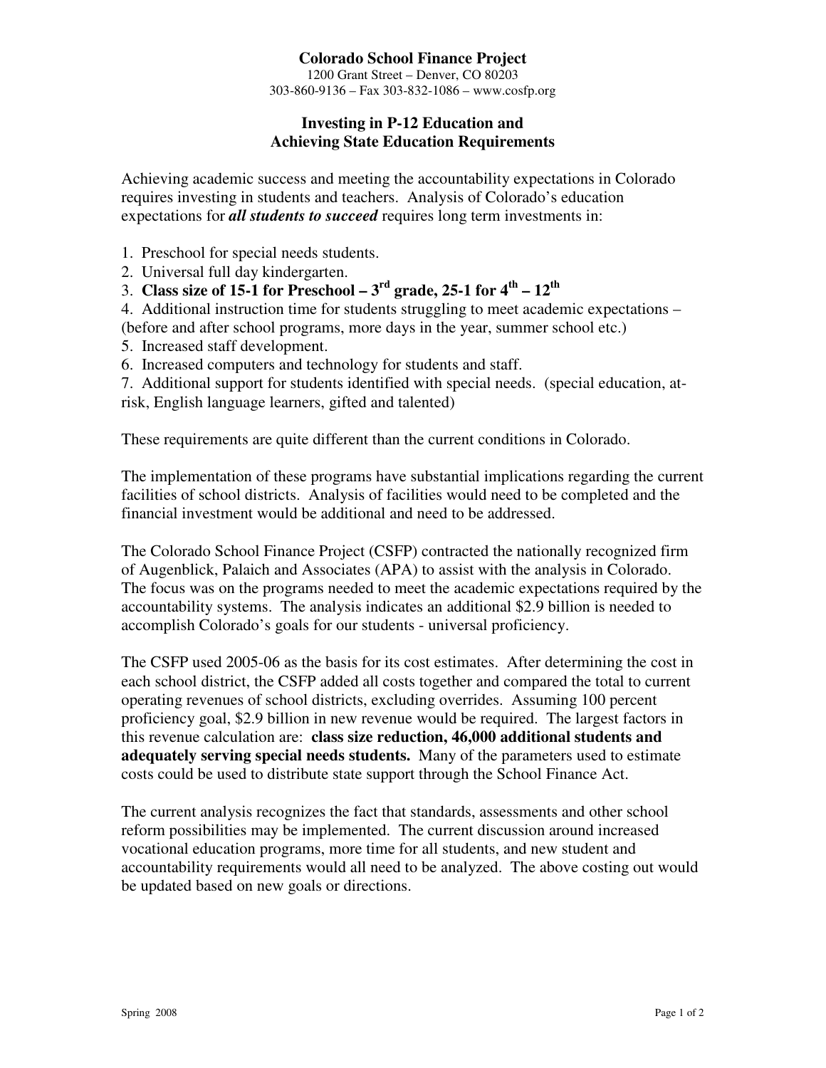# Colorado School Finance Project

1200 Grant Street – Denver, CO 80203
303-860-9136 – Fax 303-832-1086 – www.cosfp.org

## Investing in P-12 Education and Achieving State Education Requirements

Achieving academic success and meeting the accountability expectations in Colorado requires investing in students and teachers. Analysis of Colorado's education expectations for ***all students to succeed*** requires long term investments in:

1. Preschool for special needs students.
2. Universal full day kindergarten.
3. **Class size of 15-1 for Preschool – 3rd grade, 25-1 for 4th – 12th**
4. Additional instruction time for students struggling to meet academic expectations – (before and after school programs, more days in the year, summer school etc.)
5. Increased staff development.
6. Increased computers and technology for students and staff.
7. Additional support for students identified with special needs. (special education, at-risk, English language learners, gifted and talented)

These requirements are quite different than the current conditions in Colorado.

The implementation of these programs have substantial implications regarding the current facilities of school districts. Analysis of facilities would need to be completed and the financial investment would be additional and need to be addressed.

The Colorado School Finance Project (CSFP) contracted the nationally recognized firm of Augenblick, Palaich and Associates (APA) to assist with the analysis in Colorado. The focus was on the programs needed to meet the academic expectations required by the accountability systems. The analysis indicates an additional $2.9 billion is needed to accomplish Colorado's goals for our students - universal proficiency.

The CSFP used 2005-06 as the basis for its cost estimates. After determining the cost in each school district, the CSFP added all costs together and compared the total to current operating revenues of school districts, excluding overrides. Assuming 100 percent proficiency goal, $2.9 billion in new revenue would be required. The largest factors in this revenue calculation are: **class size reduction, 46,000 additional students and adequately serving special needs students.** Many of the parameters used to estimate costs could be used to distribute state support through the School Finance Act.

The current analysis recognizes the fact that standards, assessments and other school reform possibilities may be implemented. The current discussion around increased vocational education programs, more time for all students, and new student and accountability requirements would all need to be analyzed. The above costing out would be updated based on new goals or directions.

Spring 2008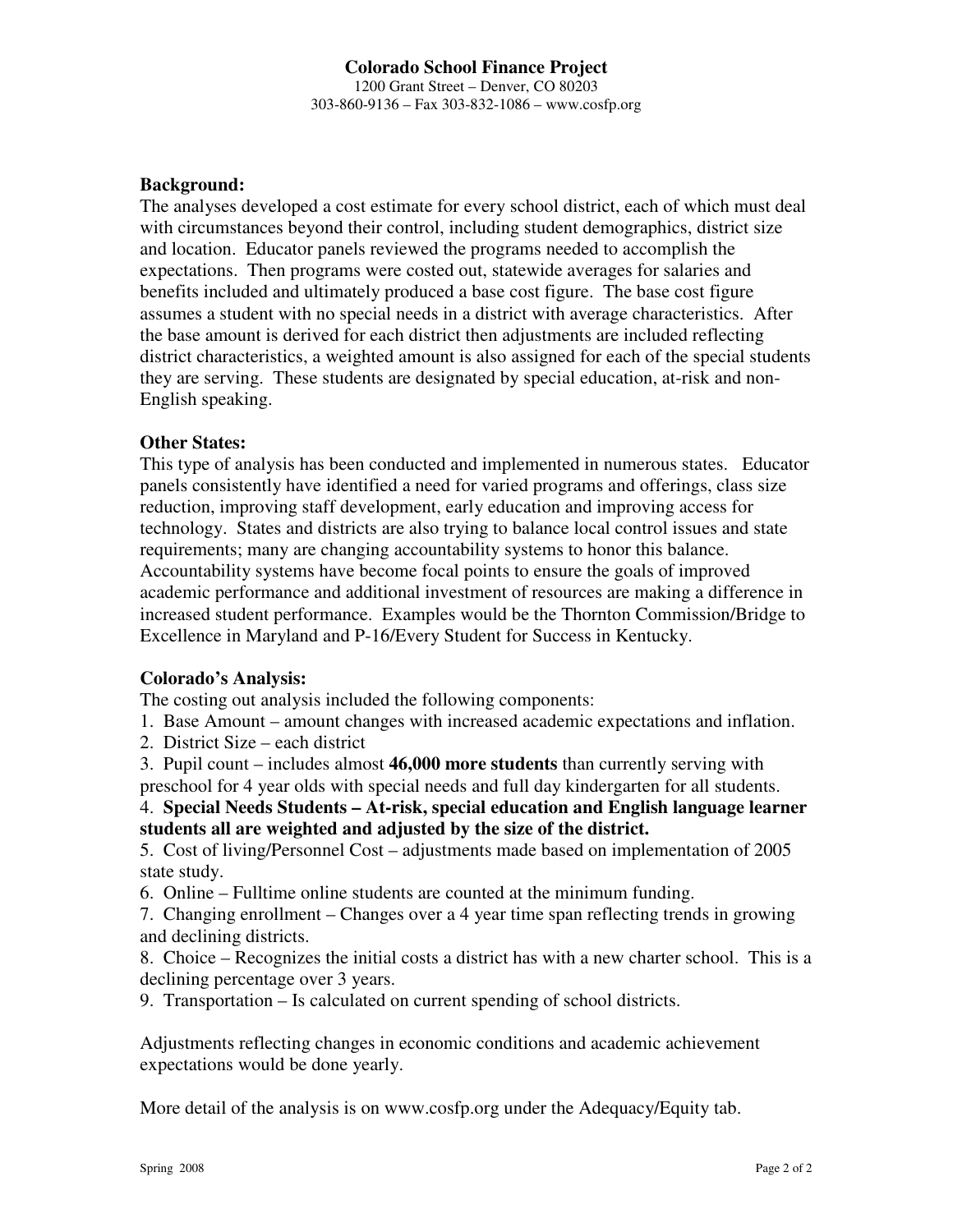**Colorado School Finance Project**
1200 Grant Street – Denver, CO 80203
303-860-9136 – Fax 303-832-1086 – www.cosfp.org

### Background:

The analyses developed a cost estimate for every school district, each of which must deal with circumstances beyond their control, including student demographics, district size and location. Educator panels reviewed the programs needed to accomplish the expectations. Then programs were costed out, statewide averages for salaries and benefits included and ultimately produced a base cost figure. The base cost figure assumes a student with no special needs in a district with average characteristics. After the base amount is derived for each district then adjustments are included reflecting district characteristics, a weighted amount is also assigned for each of the special students they are serving. These students are designated by special education, at-risk and non-English speaking.

### Other States:

This type of analysis has been conducted and implemented in numerous states. Educator panels consistently have identified a need for varied programs and offerings, class size reduction, improving staff development, early education and improving access for technology. States and districts are also trying to balance local control issues and state requirements; many are changing accountability systems to honor this balance. Accountability systems have become focal points to ensure the goals of improved academic performance and additional investment of resources are making a difference in increased student performance. Examples would be the Thornton Commission/Bridge to Excellence in Maryland and P-16/Every Student for Success in Kentucky.

### Colorado's Analysis:

The costing out analysis included the following components:

1. Base Amount – amount changes with increased academic expectations and inflation.
2. District Size – each district
3. Pupil count – includes almost **46,000 more students** than currently serving with preschool for 4 year olds with special needs and full day kindergarten for all students.
4. **Special Needs Students – At-risk, special education and English language learner students all are weighted and adjusted by the size of the district.**
5. Cost of living/Personnel Cost – adjustments made based on implementation of 2005 state study.
6. Online – Fulltime online students are counted at the minimum funding.
7. Changing enrollment – Changes over a 4 year time span reflecting trends in growing and declining districts.
8. Choice – Recognizes the initial costs a district has with a new charter school. This is a declining percentage over 3 years.
9. Transportation – Is calculated on current spending of school districts.

Adjustments reflecting changes in economic conditions and academic achievement expectations would be done yearly.

More detail of the analysis is on www.cosfp.org under the Adequacy/Equity tab.